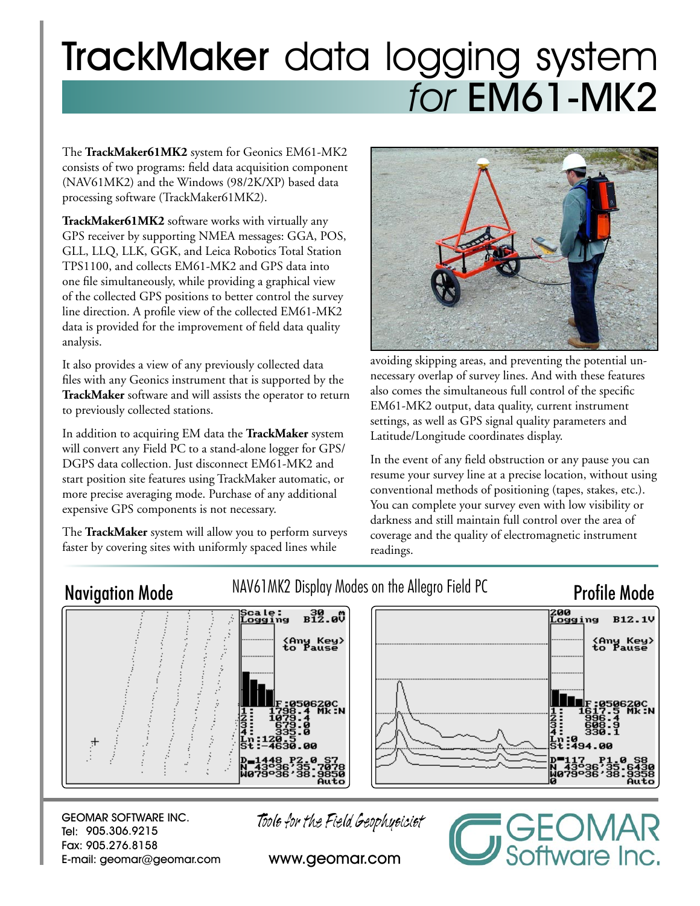# TrackMaker data logging system *for* EM61-MK2

The **TrackMaker61MK2** system for Geonics EM61-MK2 consists of two programs: field data acquisition component (NAV61MK2) and the Windows (98/2K/XP) based data processing software (TrackMaker61MK2).

**TrackMaker61MK2** software works with virtually any GPS receiver by supporting NMEA messages: GGA, POS, GLL, LLQ, LLK, GGK, and Leica Robotics Total Station TPS1100, and collects EM61-MK2 and GPS data into one file simultaneously, while providing a graphical view of the collected GPS positions to better control the survey line direction. A profile view of the collected EM61-MK2 data is provided for the improvement of field data quality analysis.

It also provides a view of any previously collected data files with any Geonics instrument that is supported by the **TrackMaker** software and will assists the operator to return to previously collected stations.

In addition to acquiring EM data the **TrackMaker** system will convert any Field PC to a stand-alone logger for GPS/DGPS data collection. Just disconnect EM61-MK2 and start position site features using TrackMaker automatic, or more precise averaging mode. Purchase of any additional expensive GPS components is not necessary.

The **TrackMaker** system will allow you to perform surveys faster by covering sites with uniformly spaced lines while avoiding skipping areas, and preventing the potential unnecessary overlap of survey lines. And with these features also comes the simultaneous full control of the specific EM61-MK2 output, data quality, current instrument settings, as well as GPS signal quality parameters and Latitude/Longitude coordinates display.

In the event of any field obstruction or any pause you can resume your survey line at a precise location, without using conventional methods of positioning (tapes, stakes, etc.). You can complete your survey even with low visibility or darkness and still maintain full control over the area of coverage and the quality of electromagnetic instrument readings.

## NAV61MK2 Display Modes on the Allegro Field PC

### Navigation Mode

```
Scale:      30  m
Logging   B12.0V
       <Any Key>
       to Pause
F:050620C
1:  1798.4  Mk:N
2:  1079.4
3:   679.0
4:   335.0
Ln:120.5
St:-4630.00
D=1448  P2.0 S7
N 43°36'35.7078
W079°36'38.9850
            Auto
```

### Profile Mode

```
200
Logging   B12.1V
       <Any Key>
       to Pause
F:050620C
1:  1617.5  Mk:N
2:   996.4
3:   608.9
4:   330.1
Ln:0
St:494.00
D=117   P1.0 S8
N 43°36'35.6430
W079°36'38.9358
0           Auto
```

GEOMAR SOFTWARE INC.
Tel: 905.306.9215
Fax: 905.276.8158
E-mail: geomar@geomar.com

*Tools for the Field Geophysicist*

www.geomar.com

GEOMAR Software Inc.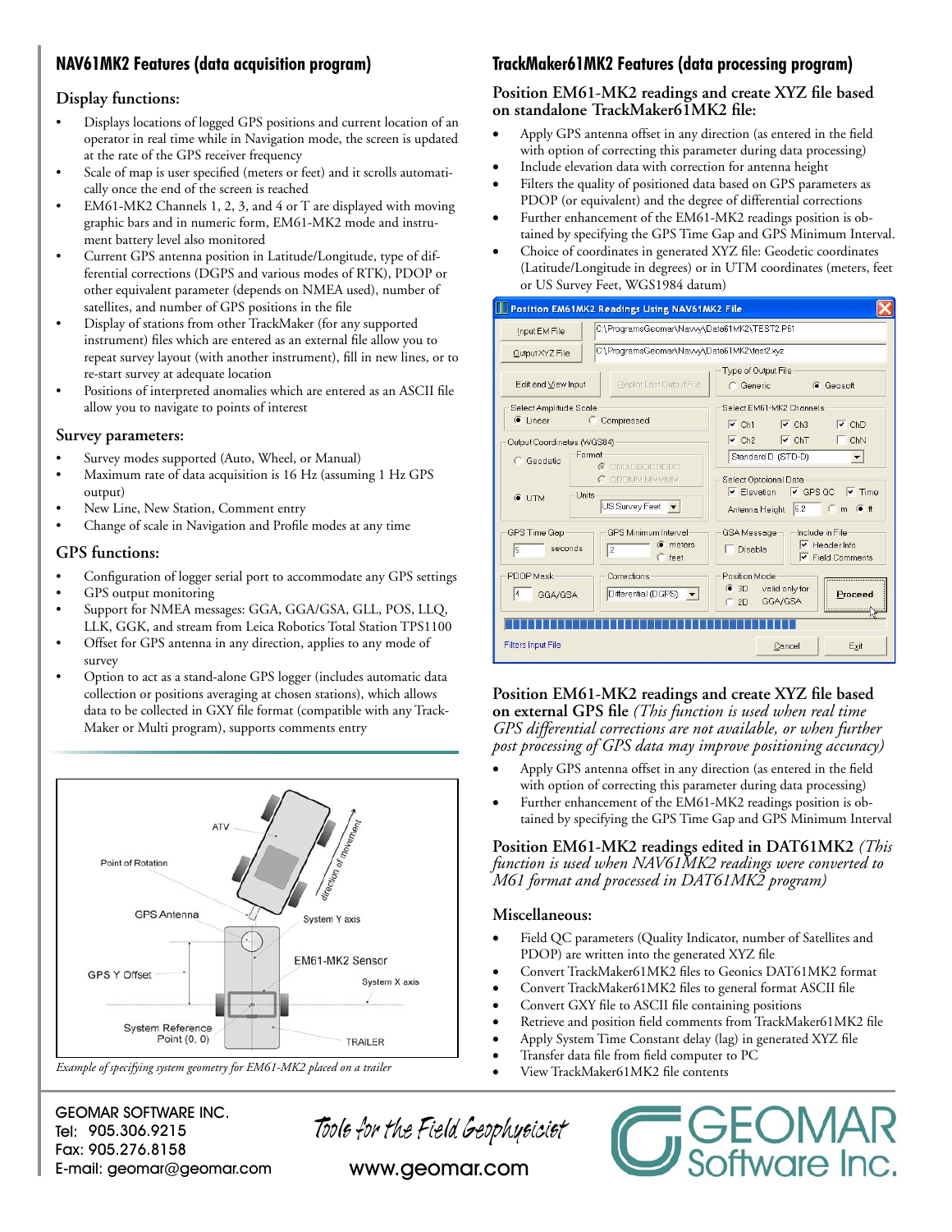## NAV61MK2 Features (data acquisition program)

### Display functions:

- Displays locations of logged GPS positions and current location of an operator in real time while in Navigation mode, the screen is updated at the rate of the GPS receiver frequency
- Scale of map is user specified (meters or feet) and it scrolls automatically once the end of the screen is reached
- EM61-MK2 Channels 1, 2, 3, and 4 or T are displayed with moving graphic bars and in numeric form, EM61-MK2 mode and instrument battery level also monitored
- Current GPS antenna position in Latitude/Longitude, type of differential corrections (DGPS and various modes of RTK), PDOP or other equivalent parameter (depends on NMEA used), number of satellites, and number of GPS positions in the file
- Display of stations from other TrackMaker (for any supported instrument) files which are entered as an external file allow you to repeat survey layout (with another instrument), fill in new lines, or to re-start survey at adequate location
- Positions of interpreted anomalies which are entered as an ASCII file allow you to navigate to points of interest

### Survey parameters:

- Survey modes supported (Auto, Wheel, or Manual)
- Maximum rate of data acquisition is 16 Hz (assuming 1 Hz GPS output)
- New Line, New Station, Comment entry
- Change of scale in Navigation and Profile modes at any time

### GPS functions:

- Configuration of logger serial port to accommodate any GPS settings
- GPS output monitoring
- Support for NMEA messages: GGA, GGA/GSA, GLL, POS, LLQ, LLK, GGK, and stream from Leica Robotics Total Station TPS1100
- Offset for GPS antenna in any direction, applies to any mode of survey
- Option to act as a stand-alone GPS logger (includes automatic data collection or positions averaging at chosen stations), which allows data to be collected in GXY file format (compatible with any TrackMaker or Multi program), supports comments entry

ATV
Point of Rotation
direction of movement
GPS Antenna
System Y axis
EM61-MK2 Sensor
GPS Y Offset
System X axis
System Reference Point (0, 0)
TRAILER

*Example of specifying system geometry for EM61-MK2 placed on a trailer*

## TrackMaker61MK2 Features (data processing program)

### Position EM61-MK2 readings and create XYZ file based on standalone TrackMaker61MK2 file:

- Apply GPS antenna offset in any direction (as entered in the field with option of correcting this parameter during data processing)
- Include elevation data with correction for antenna height
- Filters the quality of positioned data based on GPS parameters as PDOP (or equivalent) and the degree of differential corrections
- Further enhancement of the EM61-MK2 readings position is obtained by specifying the GPS Time Gap and GPS Minimum Interval.
- Choice of coordinates in generated XYZ file: Geodetic coordinates (Latitude/Longitude in degrees) or in UTM coordinates (meters, feet or US Survey Feet, WGS1984 datum)

Position EM61MK2 Readings Using NAV61MK2 File
Input EM File C:\ProgramsGeomar\Navw\Data61MK2\TEST2.P61
Output XYZ File C:\ProgramsGeomar\Navw\Data61MK2\test2.xyz
Edit and View Input
Replot Last Output File
Type of Output File: Generic, Geosoft
Select Amplitude Scale: Linear, Compressed
Select EM61-MK2 Channels: Ch1, Ch3, ChD, Ch2, ChT, ChN
Standard D (STD-D)
Output Coordinates (WGS84): Geodetic, UTM
Format: DDD.DDDDDDDD, DDDMM.MMMMM
Units: US Survey Feet
Select Optional Data: Elevation, GPS QC, Time
Antenna Height 6.2 m ft
GPS Time Gap 5 seconds
GPS Minimum Interval 2 meters feet
GSA Message: Disable
Include in File: Header Info, Field Comments
PDOP Mask 4 GGA/GSA
Corrections: Differential (DGPS)
Position Mode: 3D, 2D valid only for GGA/GSA
Proceed
Filters Input File
Cancel
Exit

### Position EM61-MK2 readings and create XYZ file based on external GPS file *(This function is used when real time GPS differential corrections are not available, or when further post processing of GPS data may improve positioning accuracy)*

- Apply GPS antenna offset in any direction (as entered in the field with option of correcting this parameter during data processing)
- Further enhancement of the EM61-MK2 readings position is obtained by specifying the GPS Time Gap and GPS Minimum Interval

### Position EM61-MK2 readings edited in DAT61MK2 *(This function is used when NAV61MK2 readings were converted to M61 format and processed in DAT61MK2 program)*

### Miscellaneous:

- Field QC parameters (Quality Indicator, number of Satellites and PDOP) are written into the generated XYZ file
- Convert TrackMaker61MK2 files to Geonics DAT61MK2 format
- Convert TrackMaker61MK2 files to general format ASCII file
- Convert GXY file to ASCII file containing positions
- Retrieve and position field comments from TrackMaker61MK2 file
- Apply System Time Constant delay (lag) in generated XYZ file
- Transfer data file from field computer to PC
- View TrackMaker61MK2 file contents

GEOMAR SOFTWARE INC.
Tel: 905.306.9215
Fax: 905.276.8158
E-mail: geomar@geomar.com

*Tools for the Field Geophysicist*

www.geomar.com

GEOMAR Software Inc.